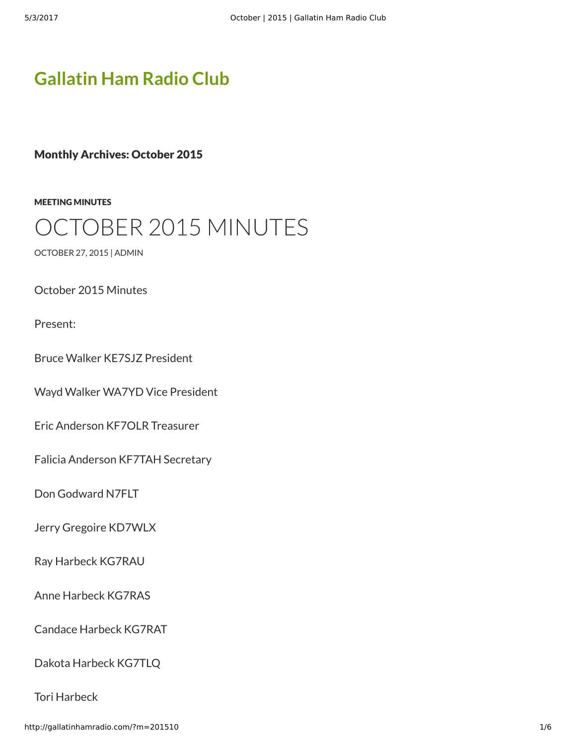# Gallatin Ham Radio Club

## Monthly Archives: October 2015

MEETING MINUTES

# OCTOBER 2015 MINUTES

OCTOBER 27, 2015 | ADMIN

October 2015 Minutes

Present:

Bruce Walker KE7SJZ President

Wayd Walker WA7YD Vice President

Eric Anderson KF7OLR Treasurer

Falicia Anderson KF7TAH Secretary

Don Godward N7FLT

Jerry Gregoire KD7WLX

Ray Harbeck KG7RAU

Anne Harbeck KG7RAS

Candace Harbeck KG7RAT

Dakota Harbeck KG7TLQ

Tori Harbeck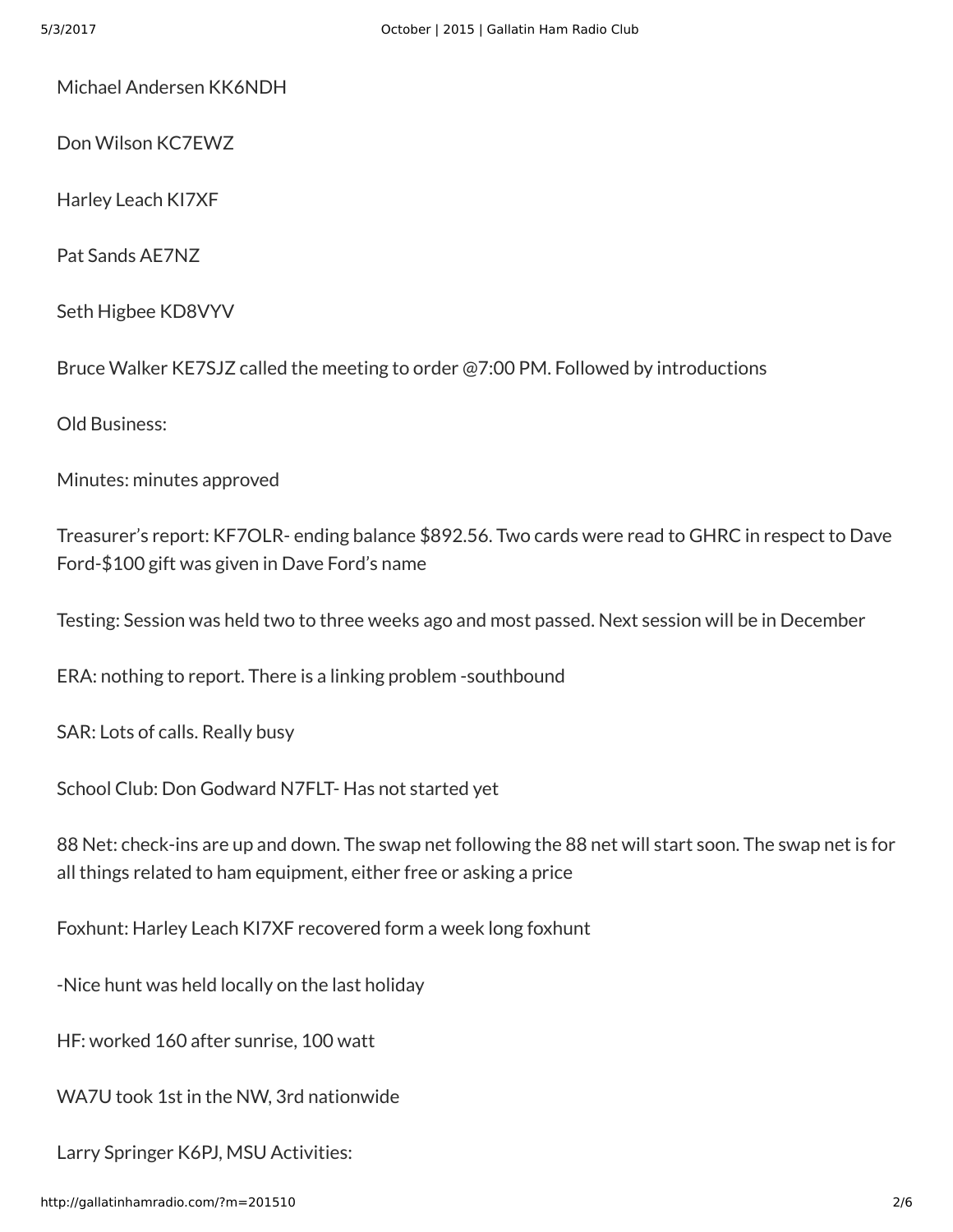Michael Andersen KK6NDH

Don Wilson KC7EWZ

Harley Leach KI7XF

Pat Sands AE7NZ

Seth Higbee KD8VYV

Bruce Walker KE7SJZ called the meeting to order @7:00 PM. Followed by introductions

Old Business:

Minutes: minutes approved

Treasurer's report: KF7OLR- ending balance $892.56. Two cards were read to GHRC in respect to Dave Ford-$100 gift was given in Dave Ford's name

Testing: Session was held two to three weeks ago and most passed. Next session will be in December

ERA: nothing to report. There is a linking problem -southbound

SAR: Lots of calls. Really busy

School Club: Don Godward N7FLT- Has not started yet

88 Net: check-ins are up and down. The swap net following the 88 net will start soon. The swap net is for all things related to ham equipment, either free or asking a price

Foxhunt: Harley Leach KI7XF recovered form a week long foxhunt

-Nice hunt was held locally on the last holiday

HF: worked 160 after sunrise, 100 watt

WA7U took 1st in the NW, 3rd nationwide

Larry Springer K6PJ, MSU Activities: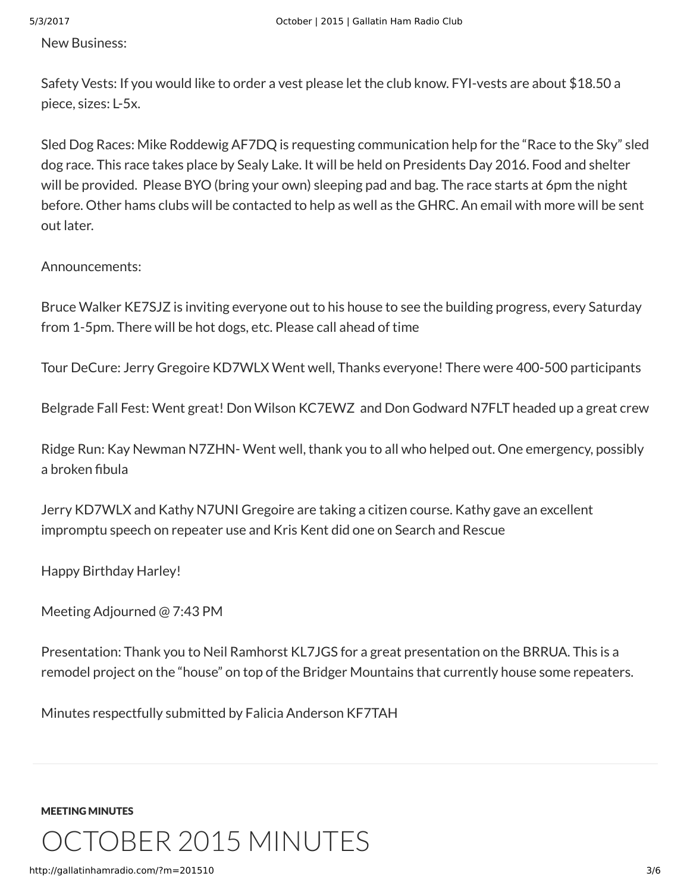New Business:

Safety Vests: If you would like to order a vest please let the club know. FYI-vests are about $18.50 a piece, sizes: L-5x.

Sled Dog Races: Mike Roddewig AF7DQ is requesting communication help for the "Race to the Sky" sled dog race. This race takes place by Sealy Lake. It will be held on Presidents Day 2016. Food and shelter will be provided. Please BYO (bring your own) sleeping pad and bag. The race starts at 6pm the night before. Other hams clubs will be contacted to help as well as the GHRC. An email with more will be sent out later.

Announcements:

Bruce Walker KE7SJZ is inviting everyone out to his house to see the building progress, every Saturday from 1-5pm. There will be hot dogs, etc. Please call ahead of time

Tour DeCure: Jerry Gregoire KD7WLX Went well, Thanks everyone! There were 400-500 participants

Belgrade Fall Fest: Went great! Don Wilson KC7EWZ and Don Godward N7FLT headed up a great crew

Ridge Run: Kay Newman N7ZHN- Went well, thank you to all who helped out. One emergency, possibly a broken fibula

Jerry KD7WLX and Kathy N7UNI Gregoire are taking a citizen course. Kathy gave an excellent impromptu speech on repeater use and Kris Kent did one on Search and Rescue

Happy Birthday Harley!

Meeting Adjourned @ 7:43 PM

Presentation: Thank you to Neil Ramhorst KL7JGS for a great presentation on the BRRUA. This is a remodel project on the "house" on top of the Bridger Mountains that currently house some repeaters.

Minutes respectfully submitted by Falicia Anderson KF7TAH

---

MEETING MINUTES

# OCTOBER 2015 MINUTES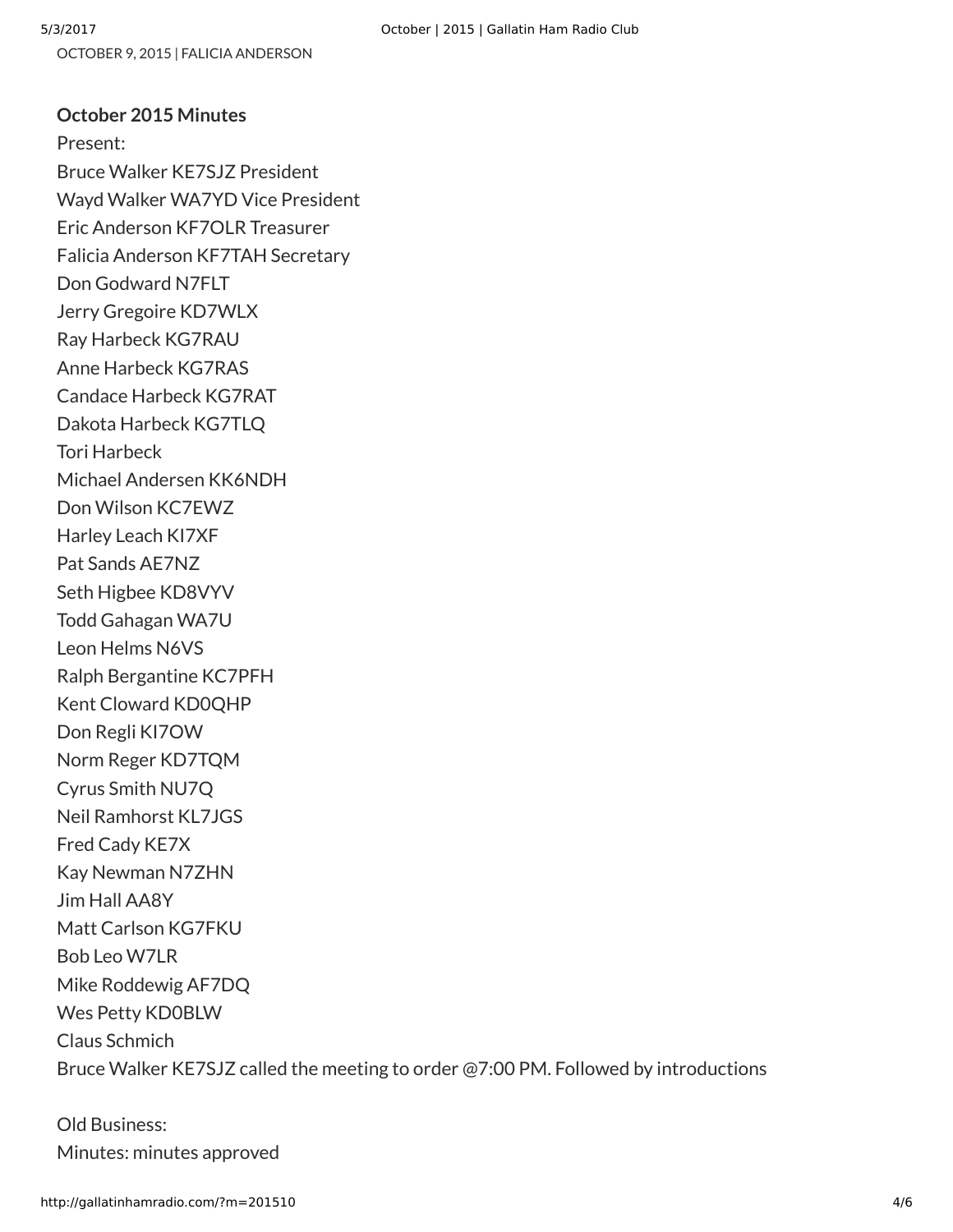OCTOBER 9, 2015 | FALICIA ANDERSON

**October 2015 Minutes**

Present:
Bruce Walker KE7SJZ President
Wayd Walker WA7YD Vice President
Eric Anderson KF7OLR Treasurer
Falicia Anderson KF7TAH Secretary
Don Godward N7FLT
Jerry Gregoire KD7WLX
Ray Harbeck KG7RAU
Anne Harbeck KG7RAS
Candace Harbeck KG7RAT
Dakota Harbeck KG7TLQ
Tori Harbeck
Michael Andersen KK6NDH
Don Wilson KC7EWZ
Harley Leach KI7XF
Pat Sands AE7NZ
Seth Higbee KD8VYV
Todd Gahagan WA7U
Leon Helms N6VS
Ralph Bergantine KC7PFH
Kent Cloward KD0QHP
Don Regli KI7OW
Norm Reger KD7TQM
Cyrus Smith NU7Q
Neil Ramhorst KL7JGS
Fred Cady KE7X
Kay Newman N7ZHN
Jim Hall AA8Y
Matt Carlson KG7FKU
Bob Leo W7LR
Mike Roddewig AF7DQ
Wes Petty KD0BLW
Claus Schmich
Bruce Walker KE7SJZ called the meeting to order @7:00 PM. Followed by introductions

Old Business:
Minutes: minutes approved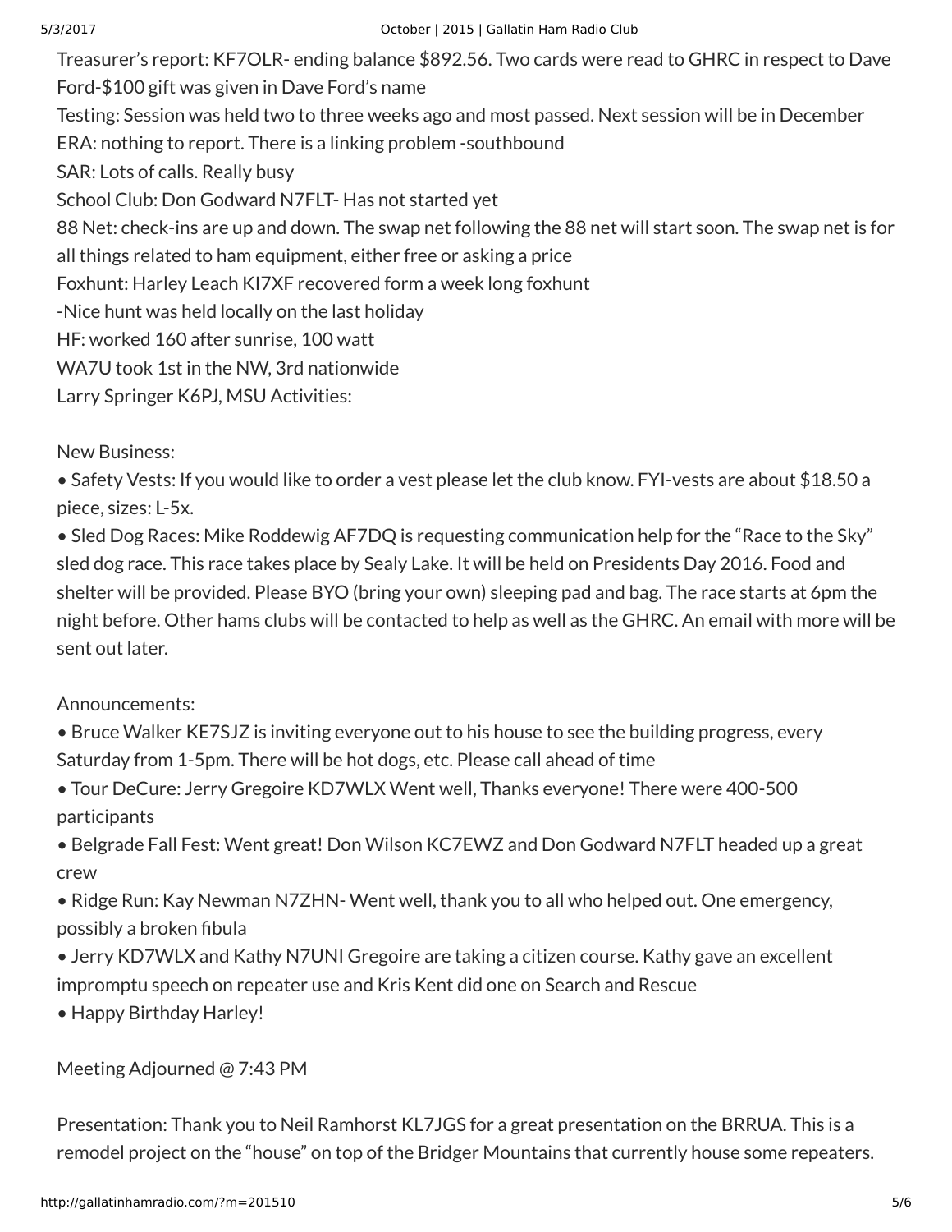Treasurer's report: KF7OLR- ending balance $892.56. Two cards were read to GHRC in respect to Dave Ford-$100 gift was given in Dave Ford's name

Testing: Session was held two to three weeks ago and most passed. Next session will be in December

ERA: nothing to report. There is a linking problem -southbound

SAR: Lots of calls. Really busy

School Club: Don Godward N7FLT- Has not started yet

88 Net: check-ins are up and down. The swap net following the 88 net will start soon. The swap net is for all things related to ham equipment, either free or asking a price

Foxhunt: Harley Leach KI7XF recovered form a week long foxhunt

-Nice hunt was held locally on the last holiday

HF: worked 160 after sunrise, 100 watt

WA7U took 1st in the NW, 3rd nationwide

Larry Springer K6PJ, MSU Activities:

New Business:

- Safety Vests: If you would like to order a vest please let the club know. FYI-vests are about $18.50 a piece, sizes: L-5x.
- Sled Dog Races: Mike Roddewig AF7DQ is requesting communication help for the "Race to the Sky" sled dog race. This race takes place by Sealy Lake. It will be held on Presidents Day 2016. Food and shelter will be provided. Please BYO (bring your own) sleeping pad and bag. The race starts at 6pm the night before. Other hams clubs will be contacted to help as well as the GHRC. An email with more will be sent out later.

Announcements:

- Bruce Walker KE7SJZ is inviting everyone out to his house to see the building progress, every Saturday from 1-5pm. There will be hot dogs, etc. Please call ahead of time
- Tour DeCure: Jerry Gregoire KD7WLX Went well, Thanks everyone! There were 400-500 participants
- Belgrade Fall Fest: Went great! Don Wilson KC7EWZ and Don Godward N7FLT headed up a great crew
- Ridge Run: Kay Newman N7ZHN- Went well, thank you to all who helped out. One emergency, possibly a broken fibula
- Jerry KD7WLX and Kathy N7UNI Gregoire are taking a citizen course. Kathy gave an excellent impromptu speech on repeater use and Kris Kent did one on Search and Rescue
- Happy Birthday Harley!

Meeting Adjourned @ 7:43 PM

Presentation: Thank you to Neil Ramhorst KL7JGS for a great presentation on the BRRUA. This is a remodel project on the "house" on top of the Bridger Mountains that currently house some repeaters.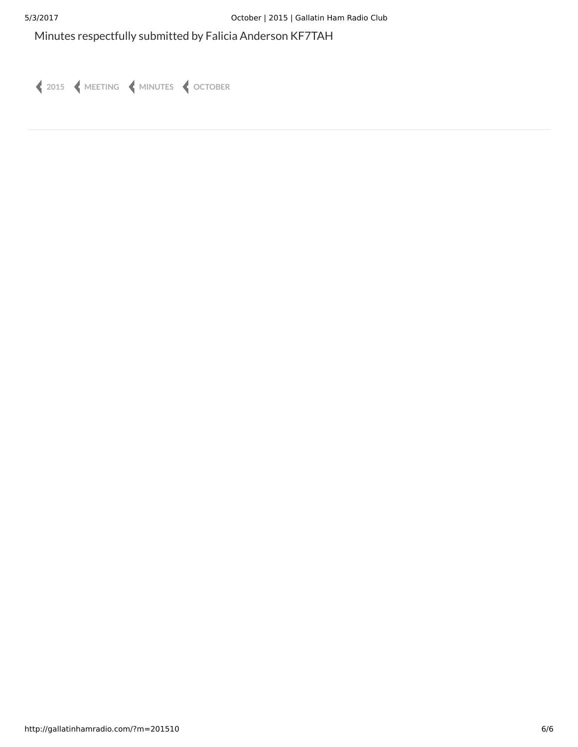Minutes respectfully submitted by Falicia Anderson KF7TAH

2015 MEETING MINUTES OCTOBER